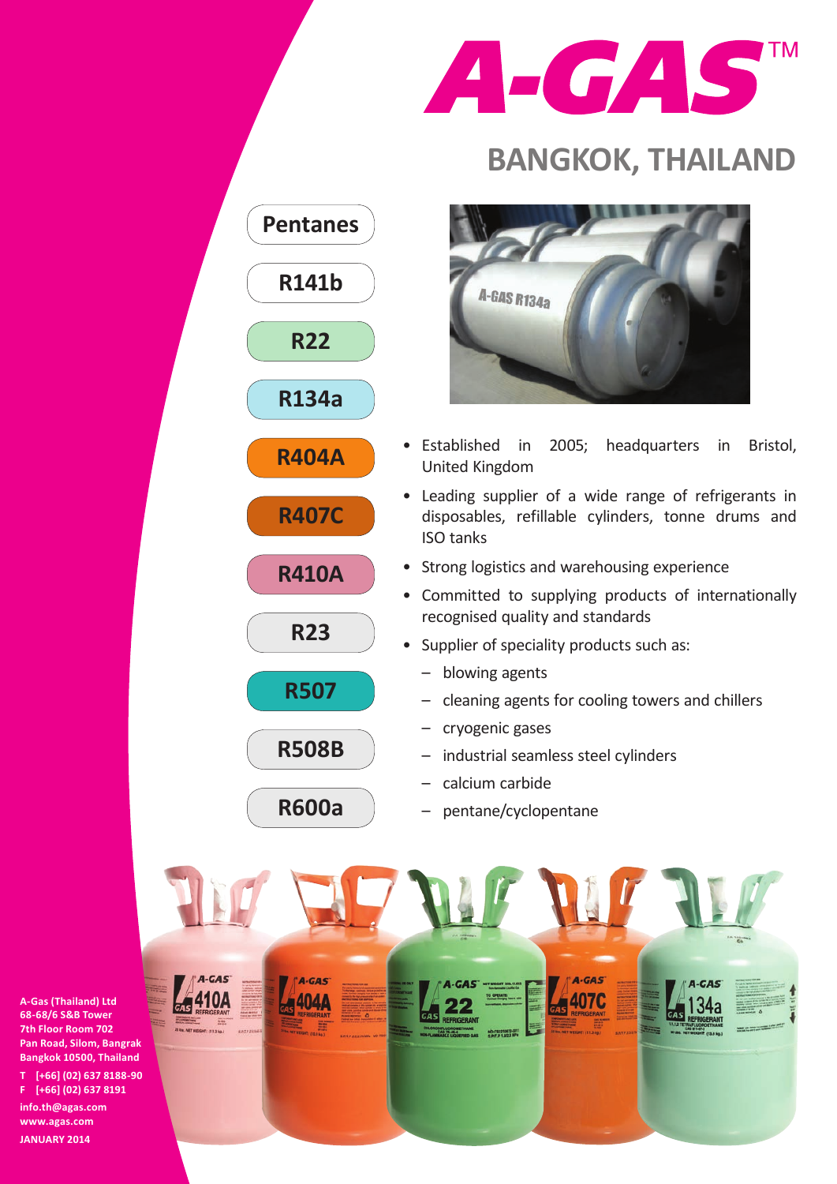# A-GAS™

## BANGKOK, THAILAND

- Pentanes
- R141b
- R22
- R134a
- R404A
- R407C
- R410A
- R23
- R507
- R508B
- R600a

- Established in 2005; headquarters in Bristol, United Kingdom
- Leading supplier of a wide range of refrigerants in disposables, refillable cylinders, tonne drums and ISO tanks
- Strong logistics and warehousing experience
- Committed to supplying products of internationally recognised quality and standards
- Supplier of speciality products such as:
  - blowing agents
  - cleaning agents for cooling towers and chillers
  - cryogenic gases
  - industrial seamless steel cylinders
  - calcium carbide
  - pentane/cyclopentane

**A-Gas (Thailand) Ltd**
**68-68/6 S&B Tower**
**7th Floor Room 702**
**Pan Road, Silom, Bangrak**
**Bangkok 10500, Thailand**

**T [+66] (02) 637 8188-90**
**F [+66] (02) 637 8191**

**info.th@agas.com**
**www.agas.com**

**JANUARY 2014**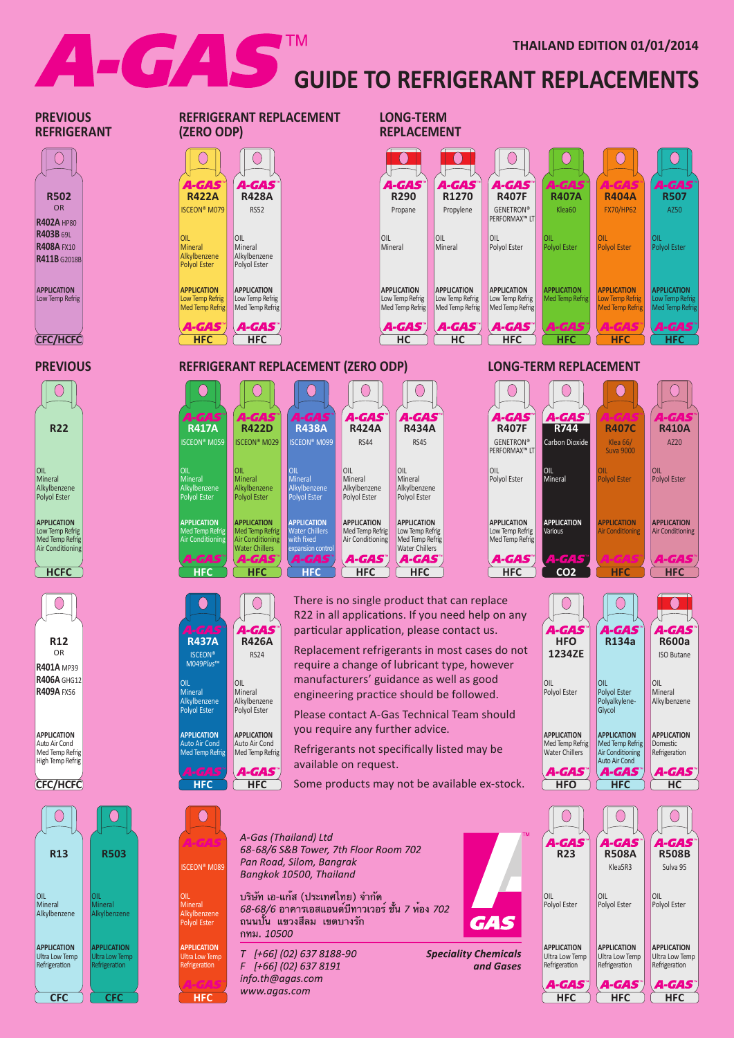# A-GAS™ GUIDE TO REFRIGERANT REPLACEMENTS

THAILAND EDITION 01/01/2014

## PREVIOUS REFRIGERANT: R502 OR R402A HP80, R403B 69L, R408A FX10, R411B G2018B

APPLICATION: Low Temp Refrig — CFC/HCFC

### REFRIGERANT REPLACEMENT (ZERO ODP)

| Refrigerant | Trade name | Oil | Application | Type |
|---|---|---|---|---|
| R422A | ISCEON® M079 | Mineral, Alkylbenzene, Polyol Ester | Low Temp Refrig, Med Temp Refrig | HFC |
| R428A | RS52 | Mineral, Alkylbenzene, Polyol Ester | Low Temp Refrig, Med Temp Refrig | HFC |

### LONG-TERM REPLACEMENT

| Refrigerant | Trade name | Oil | Application | Type |
|---|---|---|---|---|
| R290 | Propane | Mineral | Low Temp Refrig, Med Temp Refrig | HC |
| R1270 | Propylene | Mineral | Low Temp Refrig, Med Temp Refrig | HC |
| R407F | GENETRON® PERFORMAX™ LT | Polyol Ester | Low Temp Refrig, Med Temp Refrig | HFC |
| R407A | Klea60 | Polyol Ester | Med Temp Refrig | HFC |
| R404A | FX70/HP62 | Polyol Ester | Low Temp Refrig, Med Temp Refrig | HFC |
| R507 | AZ50 | Polyol Ester | Low Temp Refrig, Med Temp Refrig | HFC |

## PREVIOUS: R22

OIL: Mineral, Alkylbenzene, Polyol Ester

APPLICATION: Low Temp Refrig, Med Temp Refrig, Air Conditioning — HCFC

### REFRIGERANT REPLACEMENT (ZERO ODP)

| Refrigerant | Trade name | Oil | Application | Type |
|---|---|---|---|---|
| R417A | ISCEON® M059 | Mineral, Alkylbenzene, Polyol Ester | Low Temp Refrig, Med Temp Refrig, Air Conditioning | HFC |
| R422D | ISCEON® M029 | Mineral, Alkylbenzene, Polyol Ester | Med Temp Refrig, Air Conditioning, Water Chillers | HFC |
| R438A | ISCEON® M099 | Mineral, Alkylbenzene, Polyol Ester | Water Chillers with fixed expansion control | HFC |
| R424A | RS44 | Mineral, Alkylbenzene, Polyol Ester | Med Temp Refrig, Air Conditioning | HFC |
| R434A | RS45 | Mineral, Alkylbenzene, Polyol Ester | Low Temp Refrig, Med Temp Refrig, Water Chillers | HFC |

### LONG-TERM REPLACEMENT

| Refrigerant | Trade name | Oil | Application | Type |
|---|---|---|---|---|
| R407F | GENETRON® PERFORMAX™ LT | Polyol Ester | Low Temp Refrig, Med Temp Refrig | HFC |
| R744 | Carbon Dioxide | Mineral | Various | CO2 |
| R407C | Klea 66/ Suva 9000 | Polyol Ester | Air Conditioning | HFC |
| R410A | AZ20 | Polyol Ester | Air Conditioning | HFC |

There is no single product that can replace R22 in all applications. If you need help on any particular application, please contact us.

Replacement refrigerants in most cases do not require a change of lubricant type, however manufacturers' guidance as well as good engineering practice should be followed.

Please contact A-Gas Technical Team should you require any further advice.

Refrigerants not specifically listed may be available on request.

Some products may not be available ex-stock.

## PREVIOUS: R12 OR R401A MP39, R406A GHG12, R409A FX56

APPLICATION: Auto Air Cond, Med Temp Refrig, High Temp Refrig — CFC/HCFC

### REFRIGERANT REPLACEMENT (ZERO ODP)

| Refrigerant | Trade name | Oil | Application | Type |
|---|---|---|---|---|
| R437A | ISCEON® M049*Plus*™ | Mineral, Alkylbenzene, Polyol Ester | Auto Air Cond, Med Temp Refrig | HFC |
| R426A | RS24 | Mineral, Alkylbenzene, Polyol Ester | Auto Air Cond, Med Temp Refrig | HFC |

### LONG-TERM REPLACEMENT

| Refrigerant | Trade name | Oil | Application | Type |
|---|---|---|---|---|
| HFO 1234ZE | | Polyol Ester | Med Temp Refrig, Water Chillers | HFO |
| R134a | | Polyol Ester, Polyalkylene-Glycol | Med Temp Refrig, Air Conditioning, Auto Air Cond | HFC |
| R600a | ISO Butane | Mineral, Alkylbenzene | Domestic Refrigeration | HC |

## PREVIOUS: R13, R503

| Refrigerant | Oil | Application | Type |
|---|---|---|---|
| R13 | Mineral, Alkylbenzene | Ultra Low Temp Refrigeration | CFC |
| R503 | Mineral, Alkylbenzene | Ultra Low Temp Refrigeration | CFC |

### REFRIGERANT REPLACEMENT (ZERO ODP)

| Refrigerant | Trade name | Oil | Application | Type |
|---|---|---|---|---|
| | ISCEON® M089 | Mineral, Alkylbenzene, Polyol Ester | Ultra Low Temp Refrigeration | HFC |

### LONG-TERM REPLACEMENT

| Refrigerant | Trade name | Oil | Application | Type |
|---|---|---|---|---|
| R23 | | Polyol Ester | Ultra Low Temp Refrigeration | HFC |
| R508A | Klea5R3 | Polyol Ester | Ultra Low Temp Refrigeration | HFC |
| R508B | Sulva 95 | Polyol Ester | Ultra Low Temp Refrigeration | HFC |

*A-Gas (Thailand) Ltd*
*68-68/6 S&B Tower, 7th Floor Room 702*
*Pan Road, Silom, Bangrak*
*Bangkok 10500, Thailand*

*บริษัท เอ-แก๊ส (ประเทศไทย) จำกัด*
*68-68/6 อาคารเอสแอนด์บีทาวเวอร์ ชั้น 7 ห้อง 702*
*ถนนปั้น แขวงสีลม เขตบางรัก*
*กทม. 10500*

*T [+66] (02) 637 8188-90*
*F [+66] (02) 637 8191*
*info.th@agas.com*
*www.agas.com*

***Speciality Chemicals and Gases***